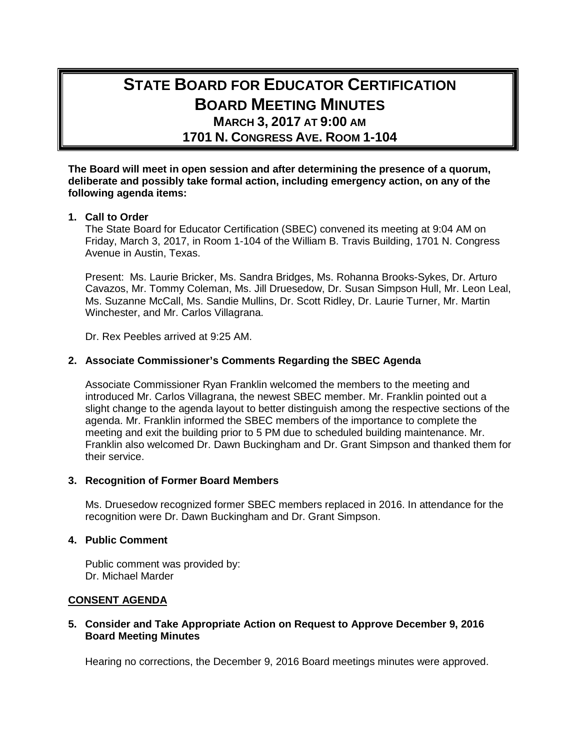# STATE BOARD FOR EDUCATOR CERTIFICATION
# BOARD MEETING MINUTES
## MARCH 3, 2017 AT 9:00 AM
## 1701 N. CONGRESS AVE. ROOM 1-104

**The Board will meet in open session and after determining the presence of a quorum, deliberate and possibly take formal action, including emergency action, on any of the following agenda items:**

**1. Call to Order**

The State Board for Educator Certification (SBEC) convened its meeting at 9:04 AM on Friday, March 3, 2017, in Room 1-104 of the William B. Travis Building, 1701 N. Congress Avenue in Austin, Texas.

Present: Ms. Laurie Bricker, Ms. Sandra Bridges, Ms. Rohanna Brooks-Sykes, Dr. Arturo Cavazos, Mr. Tommy Coleman, Ms. Jill Druesedow, Dr. Susan Simpson Hull, Mr. Leon Leal, Ms. Suzanne McCall, Ms. Sandie Mullins, Dr. Scott Ridley, Dr. Laurie Turner, Mr. Martin Winchester, and Mr. Carlos Villagrana.

Dr. Rex Peebles arrived at 9:25 AM.

**2. Associate Commissioner's Comments Regarding the SBEC Agenda**

Associate Commissioner Ryan Franklin welcomed the members to the meeting and introduced Mr. Carlos Villagrana, the newest SBEC member. Mr. Franklin pointed out a slight change to the agenda layout to better distinguish among the respective sections of the agenda. Mr. Franklin informed the SBEC members of the importance to complete the meeting and exit the building prior to 5 PM due to scheduled building maintenance. Mr. Franklin also welcomed Dr. Dawn Buckingham and Dr. Grant Simpson and thanked them for their service.

**3. Recognition of Former Board Members**

Ms. Druesedow recognized former SBEC members replaced in 2016. In attendance for the recognition were Dr. Dawn Buckingham and Dr. Grant Simpson.

**4. Public Comment**

Public comment was provided by:
Dr. Michael Marder

**<u>CONSENT AGENDA</u>**

**5. Consider and Take Appropriate Action on Request to Approve December 9, 2016 Board Meeting Minutes**

Hearing no corrections, the December 9, 2016 Board meetings minutes were approved.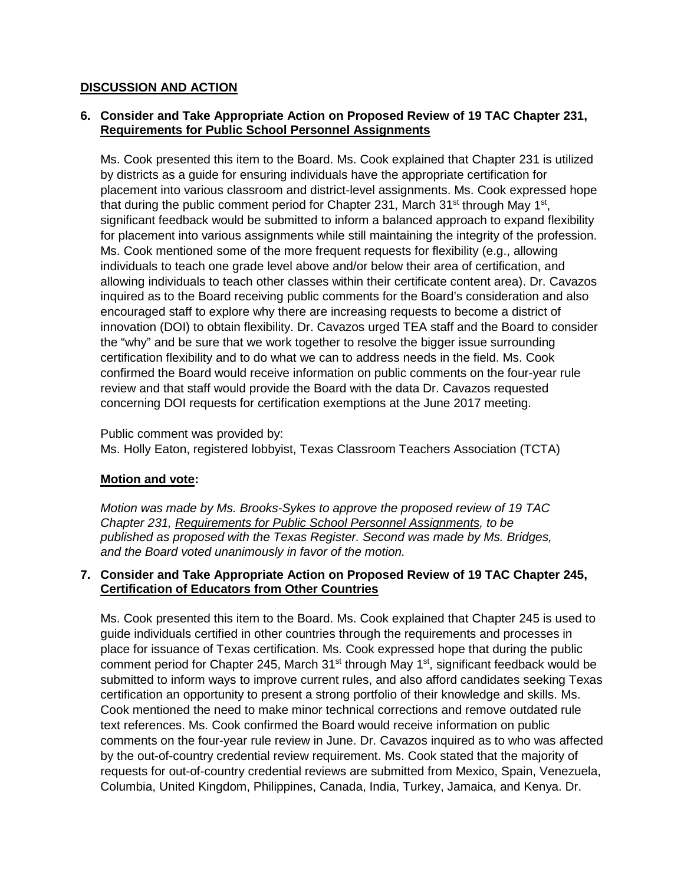## DISCUSSION AND ACTION

### 6. Consider and Take Appropriate Action on Proposed Review of 19 TAC Chapter 231, Requirements for Public School Personnel Assignments

Ms. Cook presented this item to the Board. Ms. Cook explained that Chapter 231 is utilized by districts as a guide for ensuring individuals have the appropriate certification for placement into various classroom and district-level assignments. Ms. Cook expressed hope that during the public comment period for Chapter 231, March 31st through May 1st, significant feedback would be submitted to inform a balanced approach to expand flexibility for placement into various assignments while still maintaining the integrity of the profession. Ms. Cook mentioned some of the more frequent requests for flexibility (e.g., allowing individuals to teach one grade level above and/or below their area of certification, and allowing individuals to teach other classes within their certificate content area). Dr. Cavazos inquired as to the Board receiving public comments for the Board's consideration and also encouraged staff to explore why there are increasing requests to become a district of innovation (DOI) to obtain flexibility. Dr. Cavazos urged TEA staff and the Board to consider the "why" and be sure that we work together to resolve the bigger issue surrounding certification flexibility and to do what we can to address needs in the field. Ms. Cook confirmed the Board would receive information on public comments on the four-year rule review and that staff would provide the Board with the data Dr. Cavazos requested concerning DOI requests for certification exemptions at the June 2017 meeting.

Public comment was provided by:
Ms. Holly Eaton, registered lobbyist, Texas Classroom Teachers Association (TCTA)

**Motion and vote:**

*Motion was made by Ms. Brooks-Sykes to approve the proposed review of 19 TAC Chapter 231, Requirements for Public School Personnel Assignments, to be published as proposed with the Texas Register. Second was made by Ms. Bridges, and the Board voted unanimously in favor of the motion.*

### 7. Consider and Take Appropriate Action on Proposed Review of 19 TAC Chapter 245, Certification of Educators from Other Countries

Ms. Cook presented this item to the Board. Ms. Cook explained that Chapter 245 is used to guide individuals certified in other countries through the requirements and processes in place for issuance of Texas certification. Ms. Cook expressed hope that during the public comment period for Chapter 245, March 31st through May 1st, significant feedback would be submitted to inform ways to improve current rules, and also afford candidates seeking Texas certification an opportunity to present a strong portfolio of their knowledge and skills. Ms. Cook mentioned the need to make minor technical corrections and remove outdated rule text references. Ms. Cook confirmed the Board would receive information on public comments on the four-year rule review in June. Dr. Cavazos inquired as to who was affected by the out-of-country credential review requirement. Ms. Cook stated that the majority of requests for out-of-country credential reviews are submitted from Mexico, Spain, Venezuela, Columbia, United Kingdom, Philippines, Canada, India, Turkey, Jamaica, and Kenya. Dr.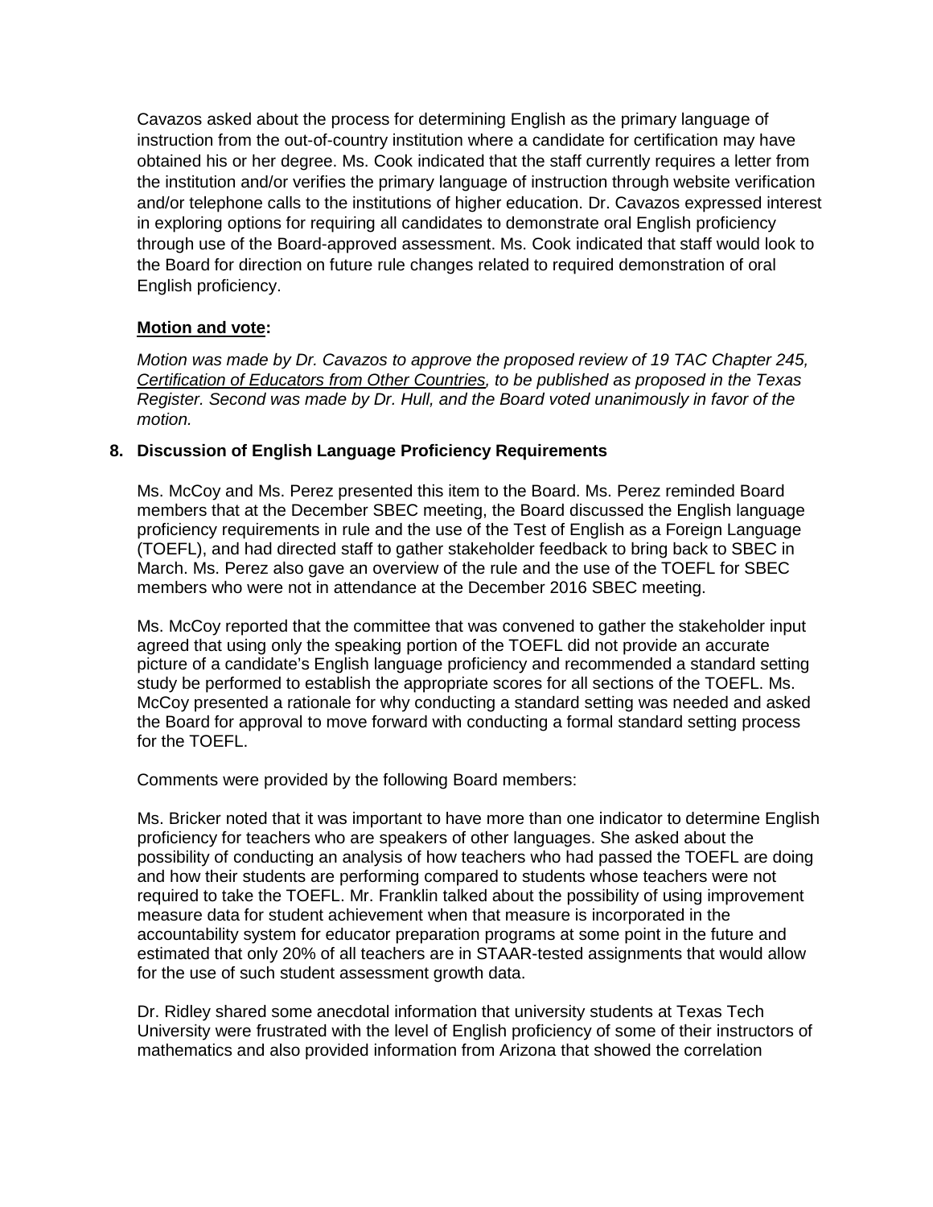Cavazos asked about the process for determining English as the primary language of instruction from the out-of-country institution where a candidate for certification may have obtained his or her degree. Ms. Cook indicated that the staff currently requires a letter from the institution and/or verifies the primary language of instruction through website verification and/or telephone calls to the institutions of higher education. Dr. Cavazos expressed interest in exploring options for requiring all candidates to demonstrate oral English proficiency through use of the Board-approved assessment. Ms. Cook indicated that staff would look to the Board for direction on future rule changes related to required demonstration of oral English proficiency.

**Motion and vote:**

*Motion was made by Dr. Cavazos to approve the proposed review of 19 TAC Chapter 245, Certification of Educators from Other Countries, to be published as proposed in the Texas Register. Second was made by Dr. Hull, and the Board voted unanimously in favor of the motion.*

**8. Discussion of English Language Proficiency Requirements**

Ms. McCoy and Ms. Perez presented this item to the Board. Ms. Perez reminded Board members that at the December SBEC meeting, the Board discussed the English language proficiency requirements in rule and the use of the Test of English as a Foreign Language (TOEFL), and had directed staff to gather stakeholder feedback to bring back to SBEC in March. Ms. Perez also gave an overview of the rule and the use of the TOEFL for SBEC members who were not in attendance at the December 2016 SBEC meeting.

Ms. McCoy reported that the committee that was convened to gather the stakeholder input agreed that using only the speaking portion of the TOEFL did not provide an accurate picture of a candidate's English language proficiency and recommended a standard setting study be performed to establish the appropriate scores for all sections of the TOEFL. Ms. McCoy presented a rationale for why conducting a standard setting was needed and asked the Board for approval to move forward with conducting a formal standard setting process for the TOEFL.

Comments were provided by the following Board members:

Ms. Bricker noted that it was important to have more than one indicator to determine English proficiency for teachers who are speakers of other languages. She asked about the possibility of conducting an analysis of how teachers who had passed the TOEFL are doing and how their students are performing compared to students whose teachers were not required to take the TOEFL. Mr. Franklin talked about the possibility of using improvement measure data for student achievement when that measure is incorporated in the accountability system for educator preparation programs at some point in the future and estimated that only 20% of all teachers are in STAAR-tested assignments that would allow for the use of such student assessment growth data.

Dr. Ridley shared some anecdotal information that university students at Texas Tech University were frustrated with the level of English proficiency of some of their instructors of mathematics and also provided information from Arizona that showed the correlation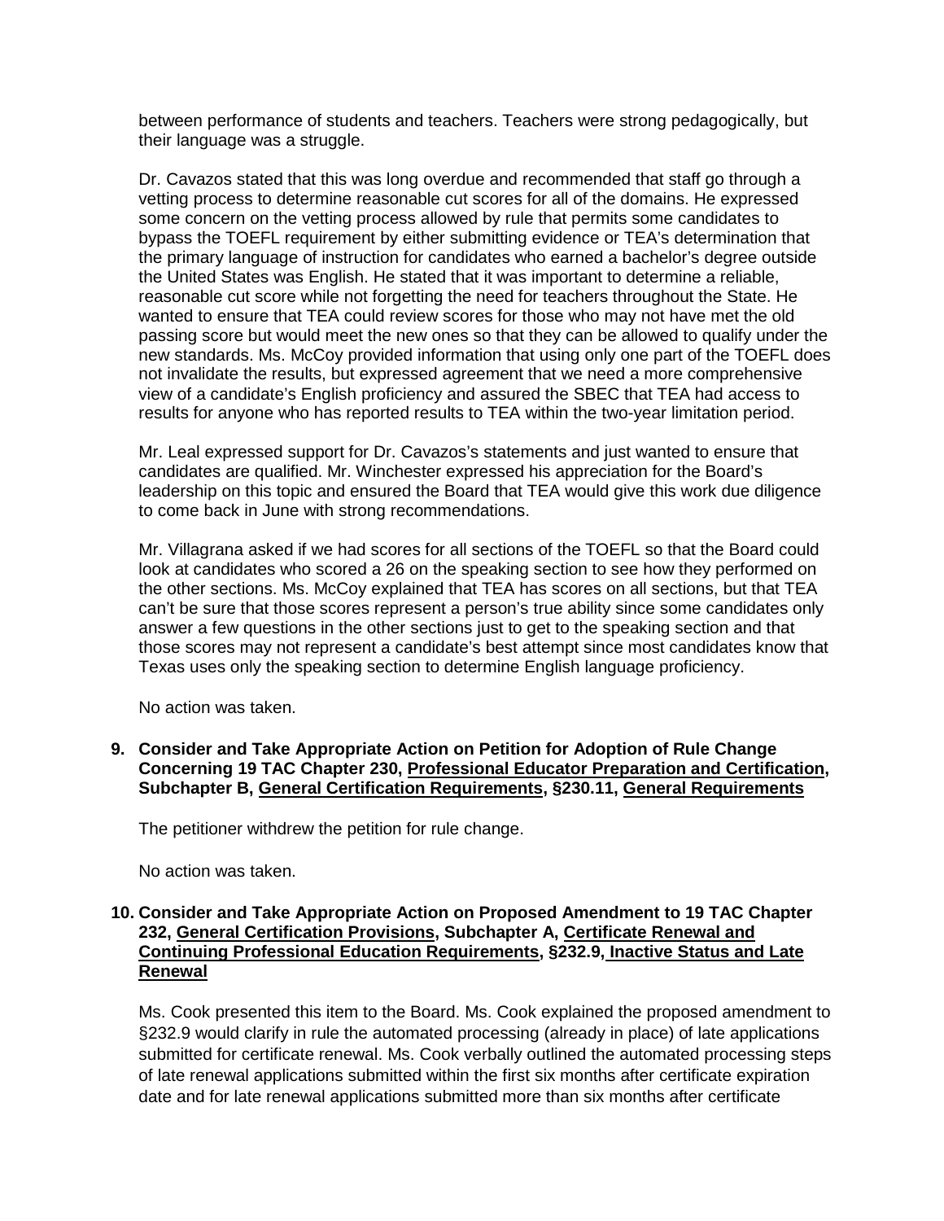between performance of students and teachers. Teachers were strong pedagogically, but their language was a struggle.

Dr. Cavazos stated that this was long overdue and recommended that staff go through a vetting process to determine reasonable cut scores for all of the domains. He expressed some concern on the vetting process allowed by rule that permits some candidates to bypass the TOEFL requirement by either submitting evidence or TEA's determination that the primary language of instruction for candidates who earned a bachelor's degree outside the United States was English. He stated that it was important to determine a reliable, reasonable cut score while not forgetting the need for teachers throughout the State. He wanted to ensure that TEA could review scores for those who may not have met the old passing score but would meet the new ones so that they can be allowed to qualify under the new standards. Ms. McCoy provided information that using only one part of the TOEFL does not invalidate the results, but expressed agreement that we need a more comprehensive view of a candidate's English proficiency and assured the SBEC that TEA had access to results for anyone who has reported results to TEA within the two-year limitation period.

Mr. Leal expressed support for Dr. Cavazos's statements and just wanted to ensure that candidates are qualified. Mr. Winchester expressed his appreciation for the Board's leadership on this topic and ensured the Board that TEA would give this work due diligence to come back in June with strong recommendations.

Mr. Villagrana asked if we had scores for all sections of the TOEFL so that the Board could look at candidates who scored a 26 on the speaking section to see how they performed on the other sections. Ms. McCoy explained that TEA has scores on all sections, but that TEA can't be sure that those scores represent a person's true ability since some candidates only answer a few questions in the other sections just to get to the speaking section and that those scores may not represent a candidate's best attempt since most candidates know that Texas uses only the speaking section to determine English language proficiency.

No action was taken.

**9. Consider and Take Appropriate Action on Petition for Adoption of Rule Change Concerning 19 TAC Chapter 230, <u>Professional Educator Preparation and Certification</u>, Subchapter B, <u>General Certification Requirements</u>, §230.11, <u>General Requirements</u>**

The petitioner withdrew the petition for rule change.

No action was taken.

**10. Consider and Take Appropriate Action on Proposed Amendment to 19 TAC Chapter 232, <u>General Certification Provisions</u>, Subchapter A, <u>Certificate Renewal and Continuing Professional Education Requirements</u>, §232.9, <u>Inactive Status and Late Renewal</u>**

Ms. Cook presented this item to the Board. Ms. Cook explained the proposed amendment to §232.9 would clarify in rule the automated processing (already in place) of late applications submitted for certificate renewal. Ms. Cook verbally outlined the automated processing steps of late renewal applications submitted within the first six months after certificate expiration date and for late renewal applications submitted more than six months after certificate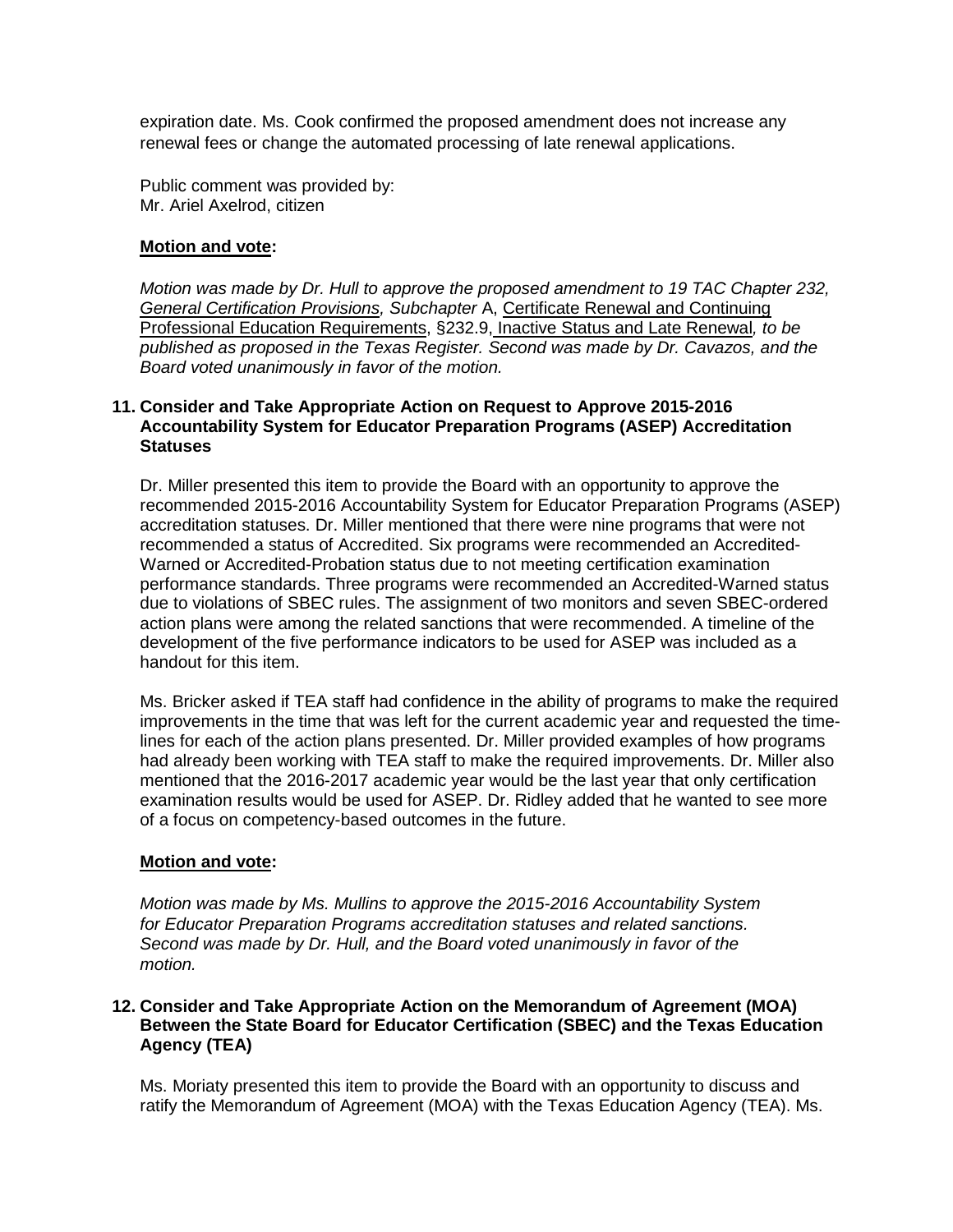expiration date. Ms. Cook confirmed the proposed amendment does not increase any renewal fees or change the automated processing of late renewal applications.

Public comment was provided by:
Mr. Ariel Axelrod, citizen

**Motion and vote:**

*Motion was made by Dr. Hull to approve the proposed amendment to 19 TAC Chapter 232, General Certification Provisions, Subchapter* A, Certificate Renewal and Continuing Professional Education Requirements, §232.9, Inactive Status and Late Renewal*, to be published as proposed in the Texas Register. Second was made by Dr. Cavazos, and the Board voted unanimously in favor of the motion.*

**11. Consider and Take Appropriate Action on Request to Approve 2015-2016 Accountability System for Educator Preparation Programs (ASEP) Accreditation Statuses**

Dr. Miller presented this item to provide the Board with an opportunity to approve the recommended 2015-2016 Accountability System for Educator Preparation Programs (ASEP) accreditation statuses. Dr. Miller mentioned that there were nine programs that were not recommended a status of Accredited. Six programs were recommended an Accredited-Warned or Accredited-Probation status due to not meeting certification examination performance standards. Three programs were recommended an Accredited-Warned status due to violations of SBEC rules. The assignment of two monitors and seven SBEC-ordered action plans were among the related sanctions that were recommended. A timeline of the development of the five performance indicators to be used for ASEP was included as a handout for this item.

Ms. Bricker asked if TEA staff had confidence in the ability of programs to make the required improvements in the time that was left for the current academic year and requested the time-lines for each of the action plans presented. Dr. Miller provided examples of how programs had already been working with TEA staff to make the required improvements. Dr. Miller also mentioned that the 2016-2017 academic year would be the last year that only certification examination results would be used for ASEP. Dr. Ridley added that he wanted to see more of a focus on competency-based outcomes in the future.

**Motion and vote:**

*Motion was made by Ms. Mullins to approve the 2015-2016 Accountability System for Educator Preparation Programs accreditation statuses and related sanctions. Second was made by Dr. Hull, and the Board voted unanimously in favor of the motion.*

**12. Consider and Take Appropriate Action on the Memorandum of Agreement (MOA) Between the State Board for Educator Certification (SBEC) and the Texas Education Agency (TEA)**

Ms. Moriaty presented this item to provide the Board with an opportunity to discuss and ratify the Memorandum of Agreement (MOA) with the Texas Education Agency (TEA). Ms.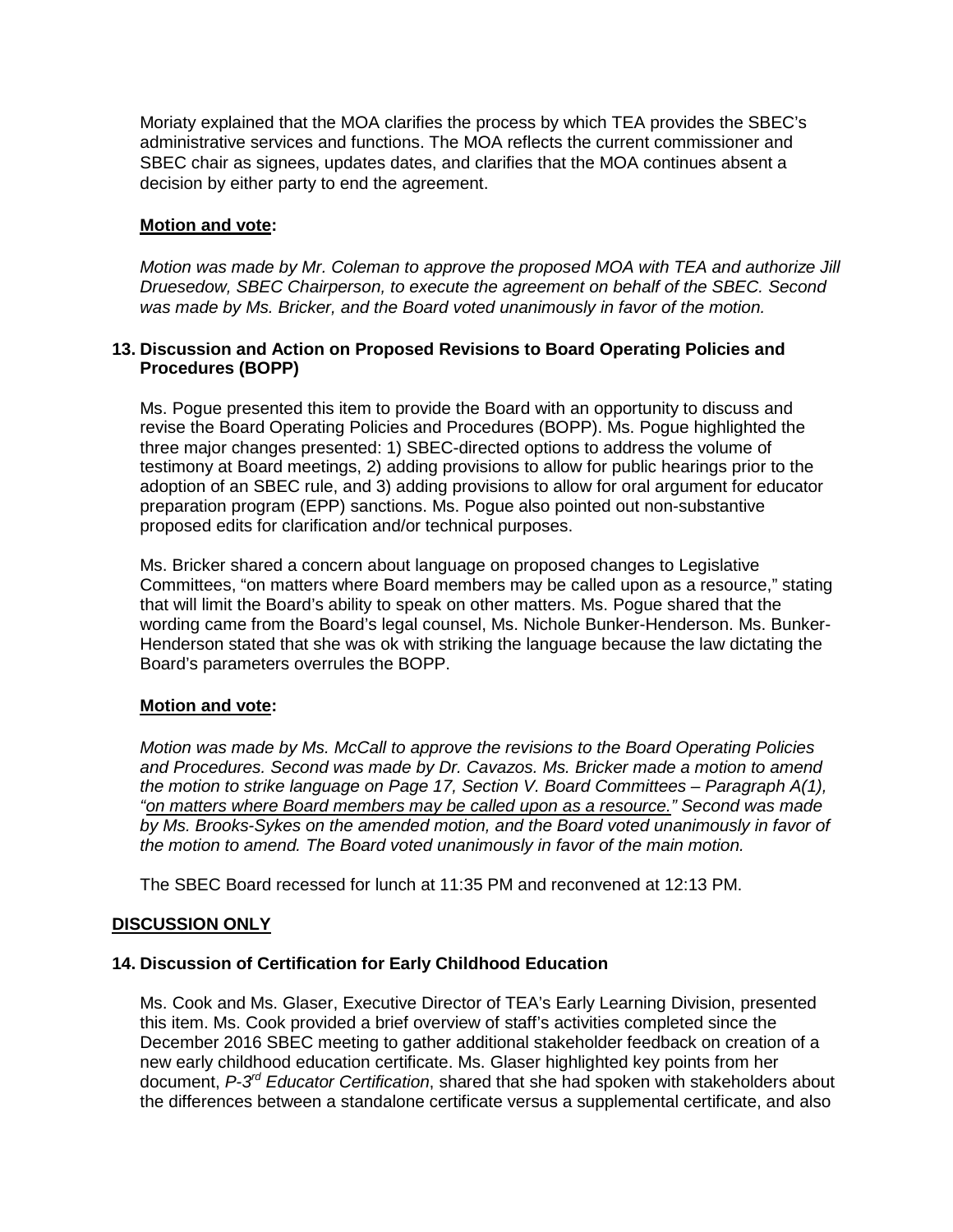Moriaty explained that the MOA clarifies the process by which TEA provides the SBEC's administrative services and functions. The MOA reflects the current commissioner and SBEC chair as signees, updates dates, and clarifies that the MOA continues absent a decision by either party to end the agreement.

**Motion and vote:**

*Motion was made by Mr. Coleman to approve the proposed MOA with TEA and authorize Jill Druesedow, SBEC Chairperson, to execute the agreement on behalf of the SBEC. Second was made by Ms. Bricker, and the Board voted unanimously in favor of the motion.*

**13. Discussion and Action on Proposed Revisions to Board Operating Policies and Procedures (BOPP)**

Ms. Pogue presented this item to provide the Board with an opportunity to discuss and revise the Board Operating Policies and Procedures (BOPP). Ms. Pogue highlighted the three major changes presented: 1) SBEC-directed options to address the volume of testimony at Board meetings, 2) adding provisions to allow for public hearings prior to the adoption of an SBEC rule, and 3) adding provisions to allow for oral argument for educator preparation program (EPP) sanctions. Ms. Pogue also pointed out non-substantive proposed edits for clarification and/or technical purposes.

Ms. Bricker shared a concern about language on proposed changes to Legislative Committees, "on matters where Board members may be called upon as a resource," stating that will limit the Board's ability to speak on other matters. Ms. Pogue shared that the wording came from the Board's legal counsel, Ms. Nichole Bunker-Henderson. Ms. Bunker-Henderson stated that she was ok with striking the language because the law dictating the Board's parameters overrules the BOPP.

**Motion and vote:**

*Motion was made by Ms. McCall to approve the revisions to the Board Operating Policies and Procedures. Second was made by Dr. Cavazos. Ms. Bricker made a motion to amend the motion to strike language on Page 17, Section V. Board Committees – Paragraph A(1), "on matters where Board members may be called upon as a resource." Second was made by Ms. Brooks-Sykes on the amended motion, and the Board voted unanimously in favor of the motion to amend. The Board voted unanimously in favor of the main motion.*

The SBEC Board recessed for lunch at 11:35 PM and reconvened at 12:13 PM.

**DISCUSSION ONLY**

**14. Discussion of Certification for Early Childhood Education**

Ms. Cook and Ms. Glaser, Executive Director of TEA's Early Learning Division, presented this item. Ms. Cook provided a brief overview of staff's activities completed since the December 2016 SBEC meeting to gather additional stakeholder feedback on creation of a new early childhood education certificate. Ms. Glaser highlighted key points from her document, *P-3rd Educator Certification*, shared that she had spoken with stakeholders about the differences between a standalone certificate versus a supplemental certificate, and also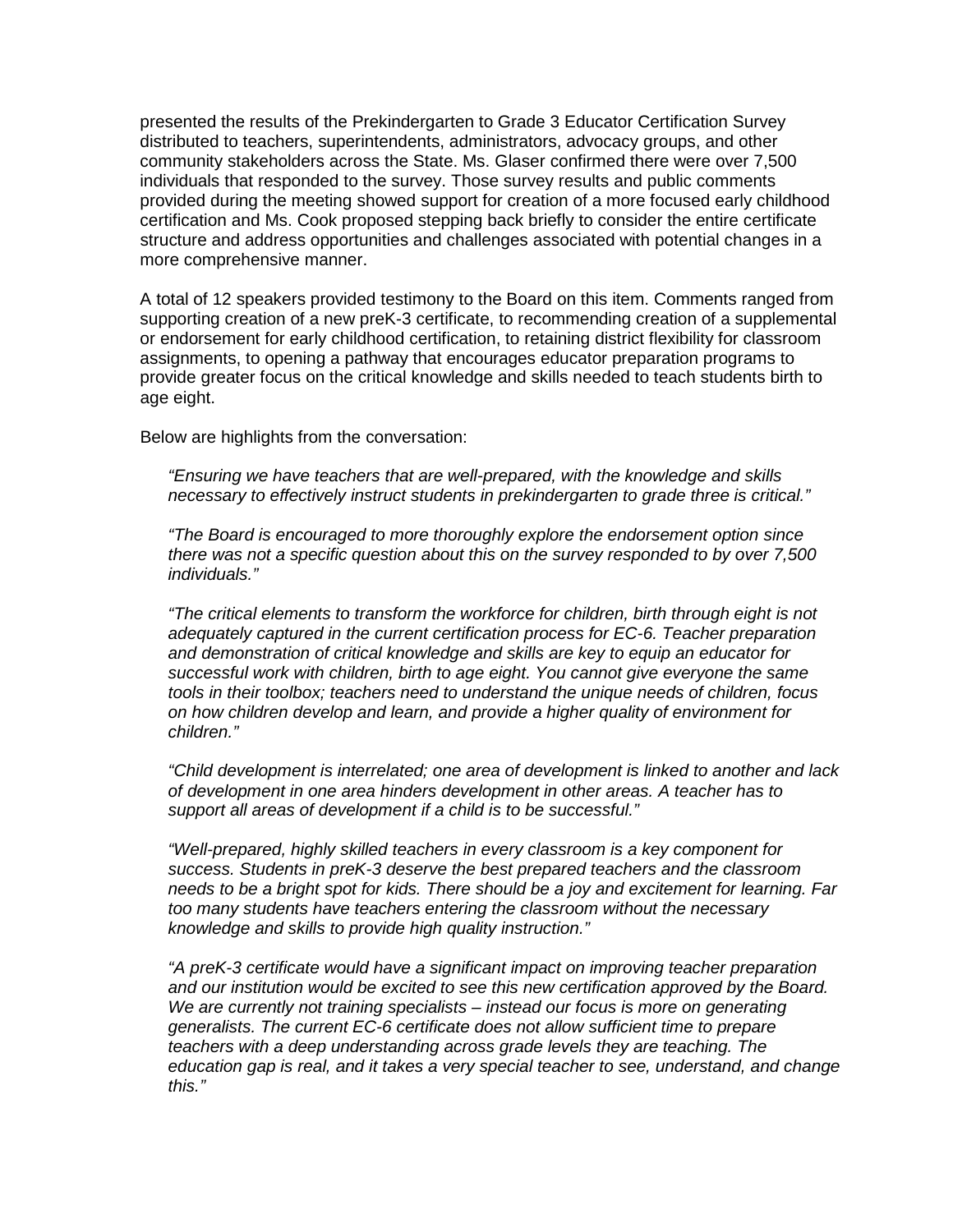presented the results of the Prekindergarten to Grade 3 Educator Certification Survey distributed to teachers, superintendents, administrators, advocacy groups, and other community stakeholders across the State. Ms. Glaser confirmed there were over 7,500 individuals that responded to the survey. Those survey results and public comments provided during the meeting showed support for creation of a more focused early childhood certification and Ms. Cook proposed stepping back briefly to consider the entire certificate structure and address opportunities and challenges associated with potential changes in a more comprehensive manner.

A total of 12 speakers provided testimony to the Board on this item. Comments ranged from supporting creation of a new preK-3 certificate, to recommending creation of a supplemental or endorsement for early childhood certification, to retaining district flexibility for classroom assignments, to opening a pathway that encourages educator preparation programs to provide greater focus on the critical knowledge and skills needed to teach students birth to age eight.

Below are highlights from the conversation:

> *"Ensuring we have teachers that are well-prepared, with the knowledge and skills necessary to effectively instruct students in prekindergarten to grade three is critical."*
>
> *"The Board is encouraged to more thoroughly explore the endorsement option since there was not a specific question about this on the survey responded to by over 7,500 individuals."*
>
> *"The critical elements to transform the workforce for children, birth through eight is not adequately captured in the current certification process for EC-6. Teacher preparation and demonstration of critical knowledge and skills are key to equip an educator for successful work with children, birth to age eight. You cannot give everyone the same tools in their toolbox; teachers need to understand the unique needs of children, focus on how children develop and learn, and provide a higher quality of environment for children."*
>
> *"Child development is interrelated; one area of development is linked to another and lack of development in one area hinders development in other areas. A teacher has to support all areas of development if a child is to be successful."*
>
> *"Well-prepared, highly skilled teachers in every classroom is a key component for success. Students in preK-3 deserve the best prepared teachers and the classroom needs to be a bright spot for kids. There should be a joy and excitement for learning. Far too many students have teachers entering the classroom without the necessary knowledge and skills to provide high quality instruction."*
>
> *"A preK-3 certificate would have a significant impact on improving teacher preparation and our institution would be excited to see this new certification approved by the Board. We are currently not training specialists – instead our focus is more on generating generalists. The current EC-6 certificate does not allow sufficient time to prepare teachers with a deep understanding across grade levels they are teaching. The education gap is real, and it takes a very special teacher to see, understand, and change this."*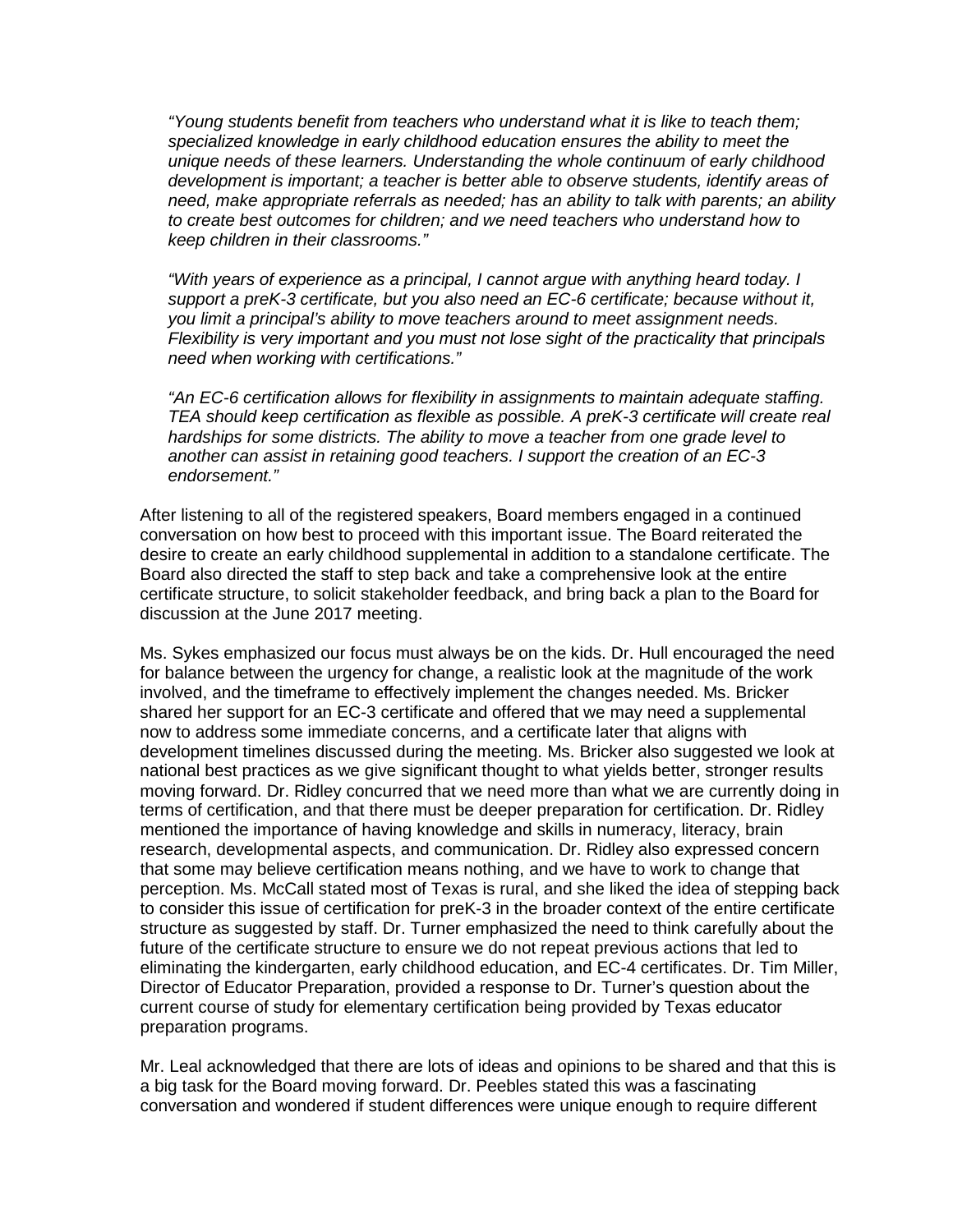*"Young students benefit from teachers who understand what it is like to teach them; specialized knowledge in early childhood education ensures the ability to meet the unique needs of these learners. Understanding the whole continuum of early childhood development is important; a teacher is better able to observe students, identify areas of need, make appropriate referrals as needed; has an ability to talk with parents; an ability to create best outcomes for children; and we need teachers who understand how to keep children in their classrooms."*

*"With years of experience as a principal, I cannot argue with anything heard today. I support a preK-3 certificate, but you also need an EC-6 certificate; because without it, you limit a principal's ability to move teachers around to meet assignment needs. Flexibility is very important and you must not lose sight of the practicality that principals need when working with certifications."*

*"An EC-6 certification allows for flexibility in assignments to maintain adequate staffing. TEA should keep certification as flexible as possible. A preK-3 certificate will create real hardships for some districts. The ability to move a teacher from one grade level to another can assist in retaining good teachers. I support the creation of an EC-3 endorsement."*

After listening to all of the registered speakers, Board members engaged in a continued conversation on how best to proceed with this important issue. The Board reiterated the desire to create an early childhood supplemental in addition to a standalone certificate. The Board also directed the staff to step back and take a comprehensive look at the entire certificate structure, to solicit stakeholder feedback, and bring back a plan to the Board for discussion at the June 2017 meeting.

Ms. Sykes emphasized our focus must always be on the kids. Dr. Hull encouraged the need for balance between the urgency for change, a realistic look at the magnitude of the work involved, and the timeframe to effectively implement the changes needed. Ms. Bricker shared her support for an EC-3 certificate and offered that we may need a supplemental now to address some immediate concerns, and a certificate later that aligns with development timelines discussed during the meeting. Ms. Bricker also suggested we look at national best practices as we give significant thought to what yields better, stronger results moving forward. Dr. Ridley concurred that we need more than what we are currently doing in terms of certification, and that there must be deeper preparation for certification. Dr. Ridley mentioned the importance of having knowledge and skills in numeracy, literacy, brain research, developmental aspects, and communication. Dr. Ridley also expressed concern that some may believe certification means nothing, and we have to work to change that perception. Ms. McCall stated most of Texas is rural, and she liked the idea of stepping back to consider this issue of certification for preK-3 in the broader context of the entire certificate structure as suggested by staff. Dr. Turner emphasized the need to think carefully about the future of the certificate structure to ensure we do not repeat previous actions that led to eliminating the kindergarten, early childhood education, and EC-4 certificates. Dr. Tim Miller, Director of Educator Preparation, provided a response to Dr. Turner's question about the current course of study for elementary certification being provided by Texas educator preparation programs.

Mr. Leal acknowledged that there are lots of ideas and opinions to be shared and that this is a big task for the Board moving forward. Dr. Peebles stated this was a fascinating conversation and wondered if student differences were unique enough to require different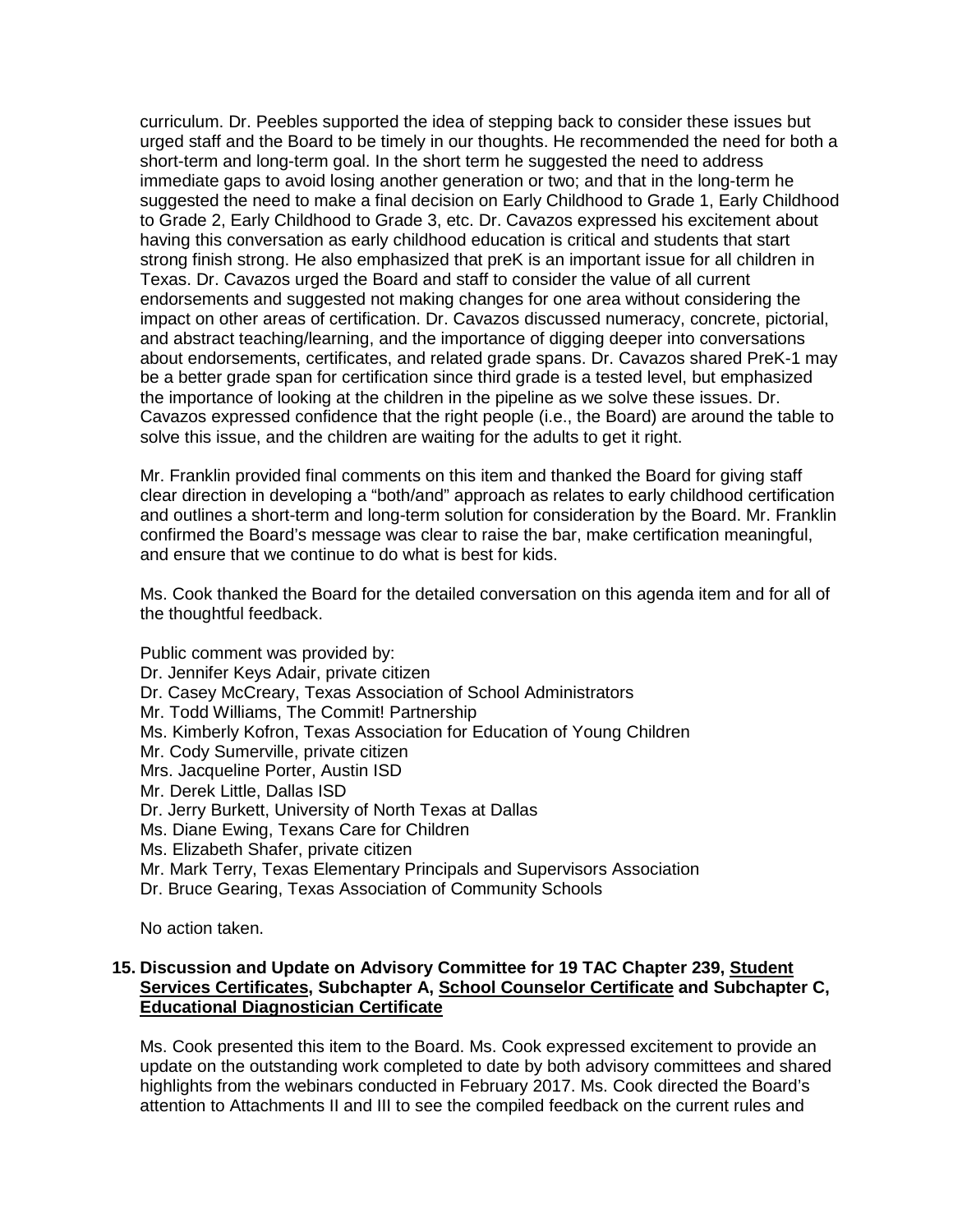curriculum. Dr. Peebles supported the idea of stepping back to consider these issues but urged staff and the Board to be timely in our thoughts. He recommended the need for both a short-term and long-term goal. In the short term he suggested the need to address immediate gaps to avoid losing another generation or two; and that in the long-term he suggested the need to make a final decision on Early Childhood to Grade 1, Early Childhood to Grade 2, Early Childhood to Grade 3, etc. Dr. Cavazos expressed his excitement about having this conversation as early childhood education is critical and students that start strong finish strong. He also emphasized that preK is an important issue for all children in Texas. Dr. Cavazos urged the Board and staff to consider the value of all current endorsements and suggested not making changes for one area without considering the impact on other areas of certification. Dr. Cavazos discussed numeracy, concrete, pictorial, and abstract teaching/learning, and the importance of digging deeper into conversations about endorsements, certificates, and related grade spans. Dr. Cavazos shared PreK-1 may be a better grade span for certification since third grade is a tested level, but emphasized the importance of looking at the children in the pipeline as we solve these issues. Dr. Cavazos expressed confidence that the right people (i.e., the Board) are around the table to solve this issue, and the children are waiting for the adults to get it right.

Mr. Franklin provided final comments on this item and thanked the Board for giving staff clear direction in developing a "both/and" approach as relates to early childhood certification and outlines a short-term and long-term solution for consideration by the Board. Mr. Franklin confirmed the Board's message was clear to raise the bar, make certification meaningful, and ensure that we continue to do what is best for kids.

Ms. Cook thanked the Board for the detailed conversation on this agenda item and for all of the thoughtful feedback.

Public comment was provided by:
Dr. Jennifer Keys Adair, private citizen
Dr. Casey McCreary, Texas Association of School Administrators
Mr. Todd Williams, The Commit! Partnership
Ms. Kimberly Kofron, Texas Association for Education of Young Children
Mr. Cody Sumerville, private citizen
Mrs. Jacqueline Porter, Austin ISD
Mr. Derek Little, Dallas ISD
Dr. Jerry Burkett, University of North Texas at Dallas
Ms. Diane Ewing, Texans Care for Children
Ms. Elizabeth Shafer, private citizen
Mr. Mark Terry, Texas Elementary Principals and Supervisors Association
Dr. Bruce Gearing, Texas Association of Community Schools

No action taken.

**15. Discussion and Update on Advisory Committee for 19 TAC Chapter 239, Student Services Certificates, Subchapter A, School Counselor Certificate and Subchapter C, Educational Diagnostician Certificate**

Ms. Cook presented this item to the Board. Ms. Cook expressed excitement to provide an update on the outstanding work completed to date by both advisory committees and shared highlights from the webinars conducted in February 2017. Ms. Cook directed the Board's attention to Attachments II and III to see the compiled feedback on the current rules and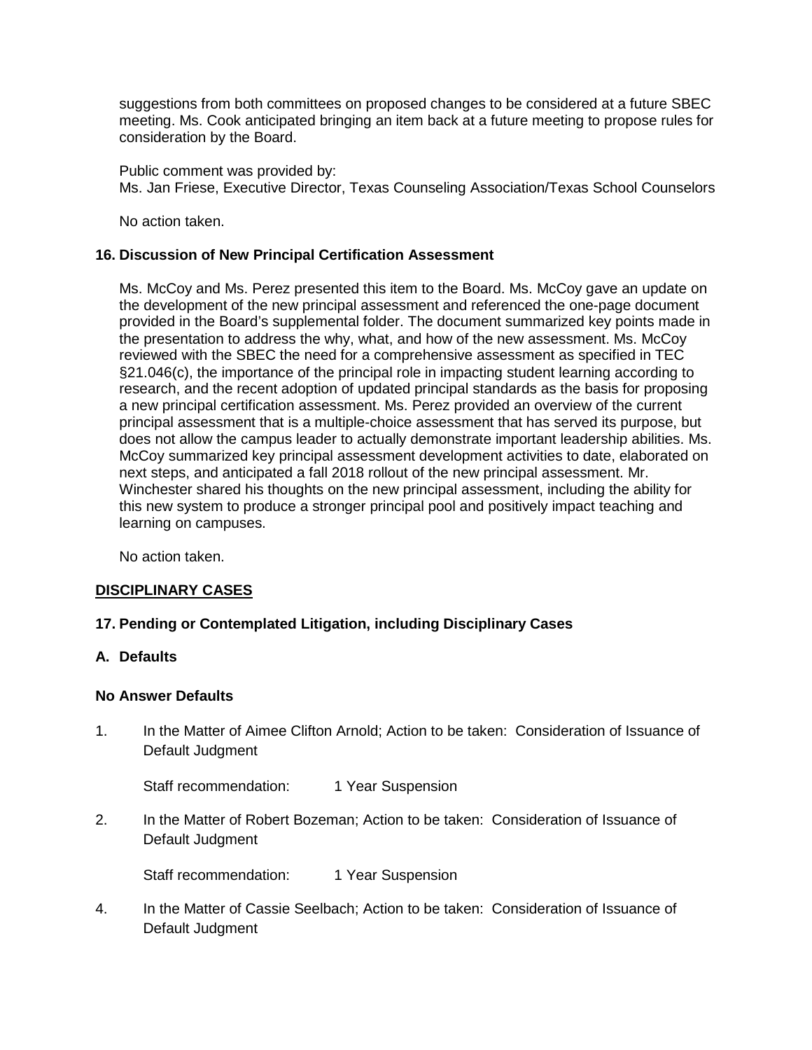suggestions from both committees on proposed changes to be considered at a future SBEC meeting. Ms. Cook anticipated bringing an item back at a future meeting to propose rules for consideration by the Board.

Public comment was provided by:
Ms. Jan Friese, Executive Director, Texas Counseling Association/Texas School Counselors

No action taken.

**16. Discussion of New Principal Certification Assessment**

Ms. McCoy and Ms. Perez presented this item to the Board. Ms. McCoy gave an update on the development of the new principal assessment and referenced the one-page document provided in the Board's supplemental folder. The document summarized key points made in the presentation to address the why, what, and how of the new assessment. Ms. McCoy reviewed with the SBEC the need for a comprehensive assessment as specified in TEC §21.046(c), the importance of the principal role in impacting student learning according to research, and the recent adoption of updated principal standards as the basis for proposing a new principal certification assessment. Ms. Perez provided an overview of the current principal assessment that is a multiple-choice assessment that has served its purpose, but does not allow the campus leader to actually demonstrate important leadership abilities. Ms. McCoy summarized key principal assessment development activities to date, elaborated on next steps, and anticipated a fall 2018 rollout of the new principal assessment. Mr. Winchester shared his thoughts on the new principal assessment, including the ability for this new system to produce a stronger principal pool and positively impact teaching and learning on campuses.

No action taken.

**DISCIPLINARY CASES**

**17. Pending or Contemplated Litigation, including Disciplinary Cases**

**A. Defaults**

**No Answer Defaults**

1. In the Matter of Aimee Clifton Arnold; Action to be taken: Consideration of Issuance of Default Judgment

   Staff recommendation: 1 Year Suspension

2. In the Matter of Robert Bozeman; Action to be taken: Consideration of Issuance of Default Judgment

   Staff recommendation: 1 Year Suspension

4. In the Matter of Cassie Seelbach; Action to be taken: Consideration of Issuance of Default Judgment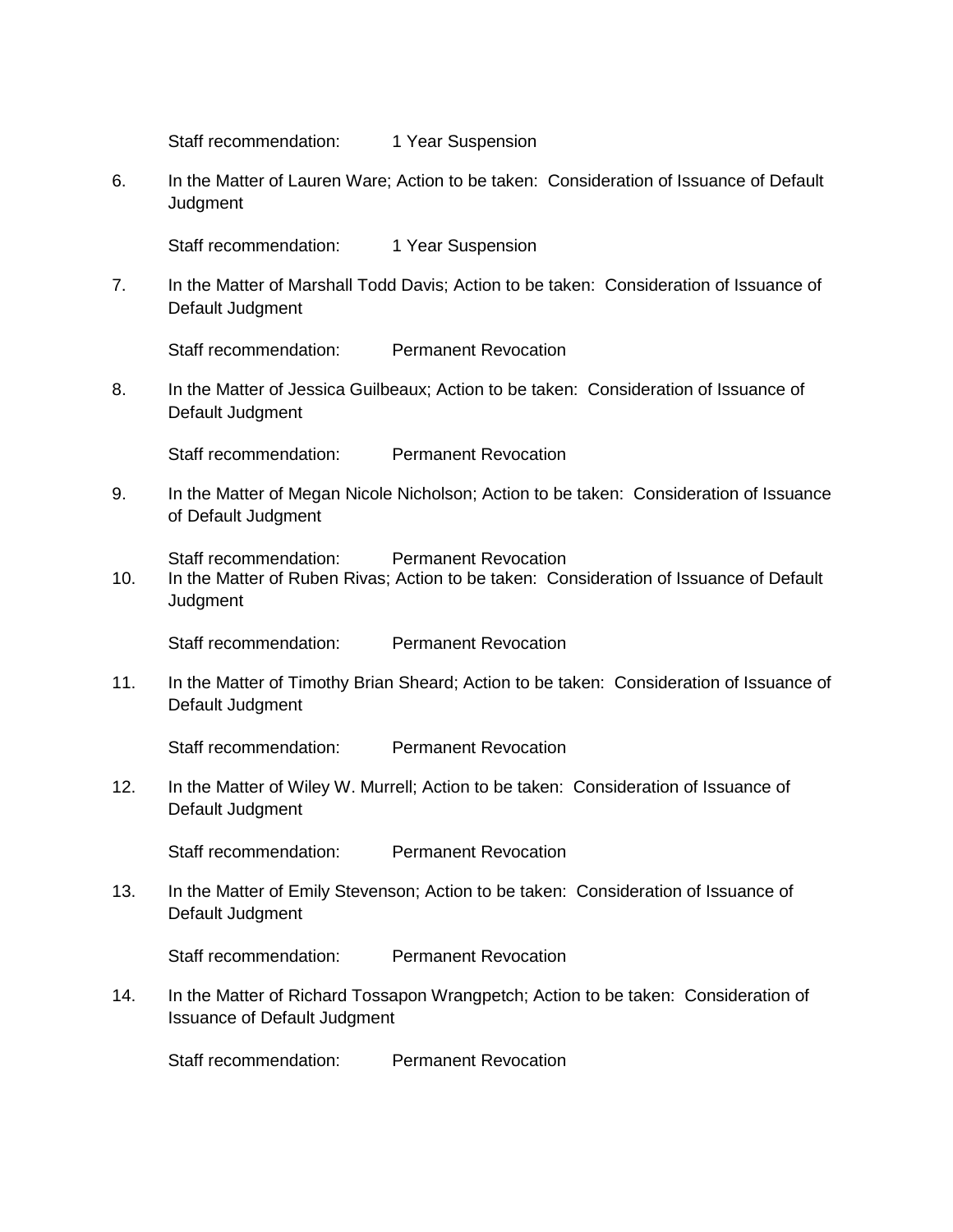Staff recommendation: 1 Year Suspension

6. In the Matter of Lauren Ware; Action to be taken: Consideration of Issuance of Default Judgment

   Staff recommendation: 1 Year Suspension

7. In the Matter of Marshall Todd Davis; Action to be taken: Consideration of Issuance of Default Judgment

   Staff recommendation: Permanent Revocation

8. In the Matter of Jessica Guilbeaux; Action to be taken: Consideration of Issuance of Default Judgment

   Staff recommendation: Permanent Revocation

9. In the Matter of Megan Nicole Nicholson; Action to be taken: Consideration of Issuance of Default Judgment

   Staff recommendation: Permanent Revocation

10. In the Matter of Ruben Rivas; Action to be taken: Consideration of Issuance of Default Judgment

    Staff recommendation: Permanent Revocation

11. In the Matter of Timothy Brian Sheard; Action to be taken: Consideration of Issuance of Default Judgment

    Staff recommendation: Permanent Revocation

12. In the Matter of Wiley W. Murrell; Action to be taken: Consideration of Issuance of Default Judgment

    Staff recommendation: Permanent Revocation

13. In the Matter of Emily Stevenson; Action to be taken: Consideration of Issuance of Default Judgment

    Staff recommendation: Permanent Revocation

14. In the Matter of Richard Tossapon Wrangpetch; Action to be taken: Consideration of Issuance of Default Judgment

    Staff recommendation: Permanent Revocation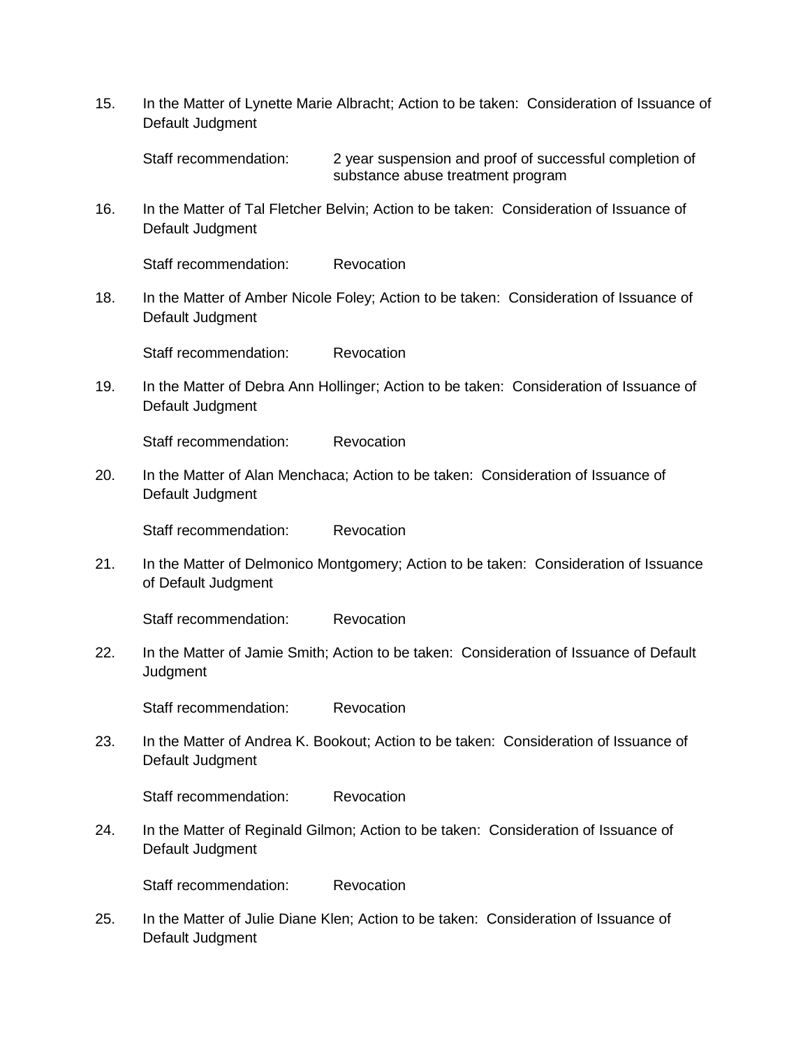15. In the Matter of Lynette Marie Albracht; Action to be taken: Consideration of Issuance of Default Judgment

    Staff recommendation: 2 year suspension and proof of successful completion of substance abuse treatment program

16. In the Matter of Tal Fletcher Belvin; Action to be taken: Consideration of Issuance of Default Judgment

    Staff recommendation: Revocation

18. In the Matter of Amber Nicole Foley; Action to be taken: Consideration of Issuance of Default Judgment

    Staff recommendation: Revocation

19. In the Matter of Debra Ann Hollinger; Action to be taken: Consideration of Issuance of Default Judgment

    Staff recommendation: Revocation

20. In the Matter of Alan Menchaca; Action to be taken: Consideration of Issuance of Default Judgment

    Staff recommendation: Revocation

21. In the Matter of Delmonico Montgomery; Action to be taken: Consideration of Issuance of Default Judgment

    Staff recommendation: Revocation

22. In the Matter of Jamie Smith; Action to be taken: Consideration of Issuance of Default Judgment

    Staff recommendation: Revocation

23. In the Matter of Andrea K. Bookout; Action to be taken: Consideration of Issuance of Default Judgment

    Staff recommendation: Revocation

24. In the Matter of Reginald Gilmon; Action to be taken: Consideration of Issuance of Default Judgment

    Staff recommendation: Revocation

25. In the Matter of Julie Diane Klen; Action to be taken: Consideration of Issuance of Default Judgment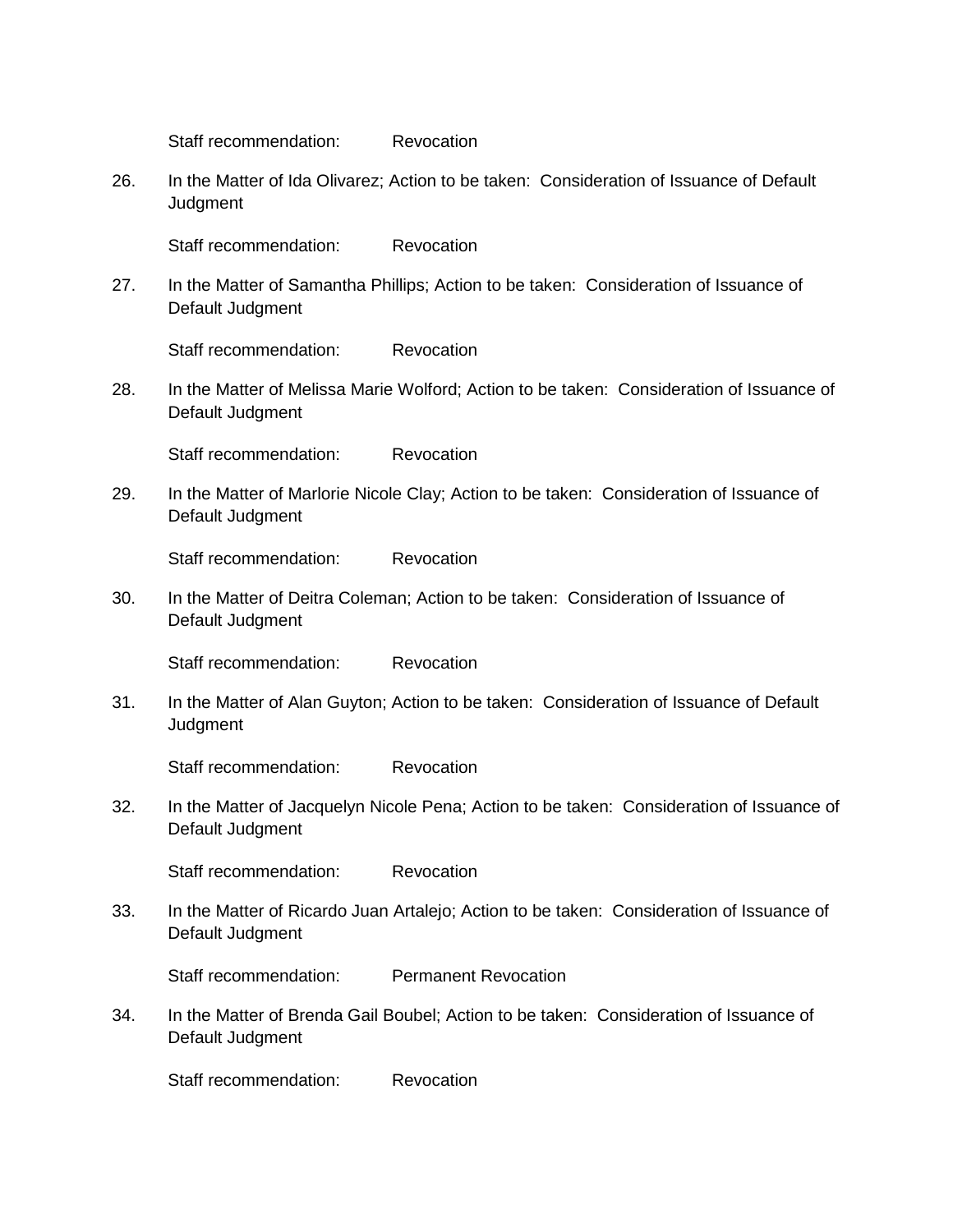Staff recommendation: Revocation

26. In the Matter of Ida Olivarez; Action to be taken: Consideration of Issuance of Default Judgment

    Staff recommendation: Revocation

27. In the Matter of Samantha Phillips; Action to be taken: Consideration of Issuance of Default Judgment

    Staff recommendation: Revocation

28. In the Matter of Melissa Marie Wolford; Action to be taken: Consideration of Issuance of Default Judgment

    Staff recommendation: Revocation

29. In the Matter of Marlorie Nicole Clay; Action to be taken: Consideration of Issuance of Default Judgment

    Staff recommendation: Revocation

30. In the Matter of Deitra Coleman; Action to be taken: Consideration of Issuance of Default Judgment

    Staff recommendation: Revocation

31. In the Matter of Alan Guyton; Action to be taken: Consideration of Issuance of Default Judgment

    Staff recommendation: Revocation

32. In the Matter of Jacquelyn Nicole Pena; Action to be taken: Consideration of Issuance of Default Judgment

    Staff recommendation: Revocation

33. In the Matter of Ricardo Juan Artalejo; Action to be taken: Consideration of Issuance of Default Judgment

    Staff recommendation: Permanent Revocation

34. In the Matter of Brenda Gail Boubel; Action to be taken: Consideration of Issuance of Default Judgment

    Staff recommendation: Revocation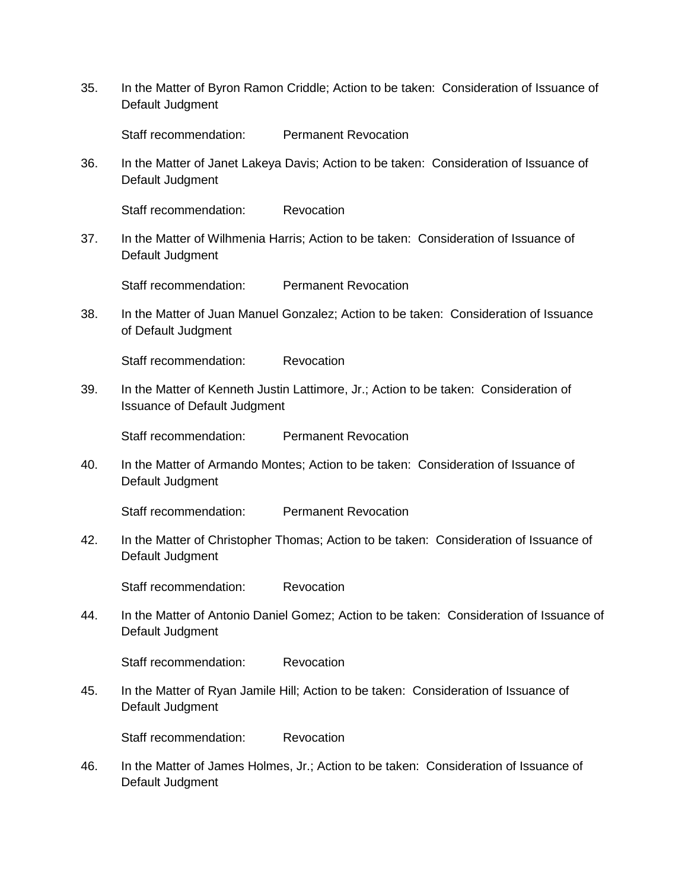35. In the Matter of Byron Ramon Criddle; Action to be taken: Consideration of Issuance of Default Judgment

    Staff recommendation: Permanent Revocation

36. In the Matter of Janet Lakeya Davis; Action to be taken: Consideration of Issuance of Default Judgment

    Staff recommendation: Revocation

37. In the Matter of Wilhmenia Harris; Action to be taken: Consideration of Issuance of Default Judgment

    Staff recommendation: Permanent Revocation

38. In the Matter of Juan Manuel Gonzalez; Action to be taken: Consideration of Issuance of Default Judgment

    Staff recommendation: Revocation

39. In the Matter of Kenneth Justin Lattimore, Jr.; Action to be taken: Consideration of Issuance of Default Judgment

    Staff recommendation: Permanent Revocation

40. In the Matter of Armando Montes; Action to be taken: Consideration of Issuance of Default Judgment

    Staff recommendation: Permanent Revocation

42. In the Matter of Christopher Thomas; Action to be taken: Consideration of Issuance of Default Judgment

    Staff recommendation: Revocation

44. In the Matter of Antonio Daniel Gomez; Action to be taken: Consideration of Issuance of Default Judgment

    Staff recommendation: Revocation

45. In the Matter of Ryan Jamile Hill; Action to be taken: Consideration of Issuance of Default Judgment

    Staff recommendation: Revocation

46. In the Matter of James Holmes, Jr.; Action to be taken: Consideration of Issuance of Default Judgment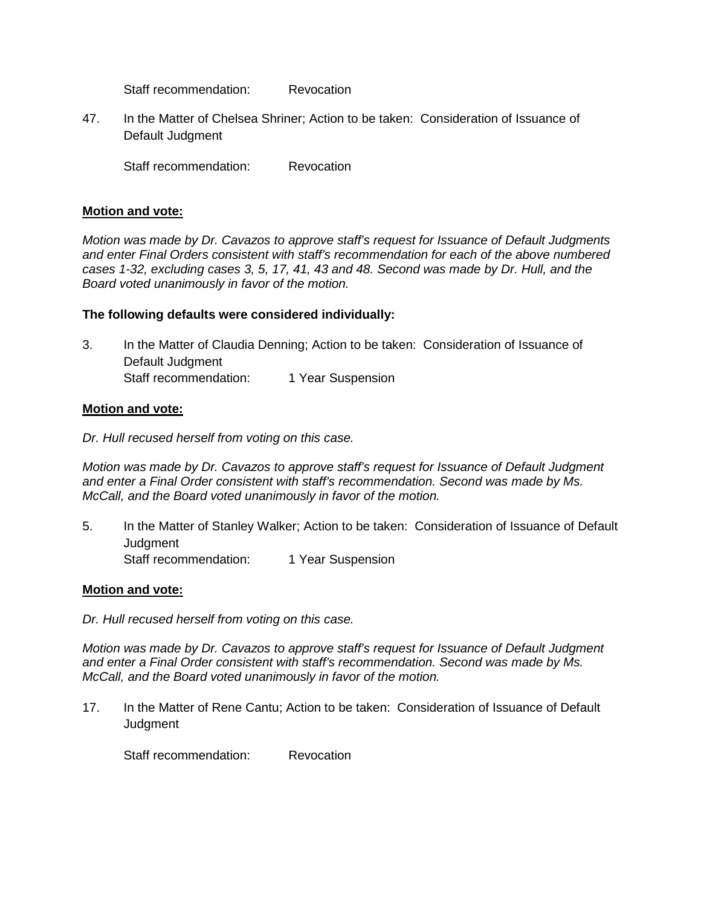Staff recommendation: Revocation

47. In the Matter of Chelsea Shriner; Action to be taken: Consideration of Issuance of Default Judgment

    Staff recommendation: Revocation

**Motion and vote:**

*Motion was made by Dr. Cavazos to approve staff's request for Issuance of Default Judgments and enter Final Orders consistent with staff's recommendation for each of the above numbered cases 1-32, excluding cases 3, 5, 17, 41, 43 and 48. Second was made by Dr. Hull, and the Board voted unanimously in favor of the motion.*

**The following defaults were considered individually:**

3. In the Matter of Claudia Denning; Action to be taken: Consideration of Issuance of Default Judgment
   Staff recommendation: 1 Year Suspension

**Motion and vote:**

*Dr. Hull recused herself from voting on this case.*

*Motion was made by Dr. Cavazos to approve staff's request for Issuance of Default Judgment and enter a Final Order consistent with staff's recommendation. Second was made by Ms. McCall, and the Board voted unanimously in favor of the motion.*

5. In the Matter of Stanley Walker; Action to be taken: Consideration of Issuance of Default Judgment
   Staff recommendation: 1 Year Suspension

**Motion and vote:**

*Dr. Hull recused herself from voting on this case.*

*Motion was made by Dr. Cavazos to approve staff's request for Issuance of Default Judgment and enter a Final Order consistent with staff's recommendation. Second was made by Ms. McCall, and the Board voted unanimously in favor of the motion.*

17. In the Matter of Rene Cantu; Action to be taken: Consideration of Issuance of Default Judgment

    Staff recommendation: Revocation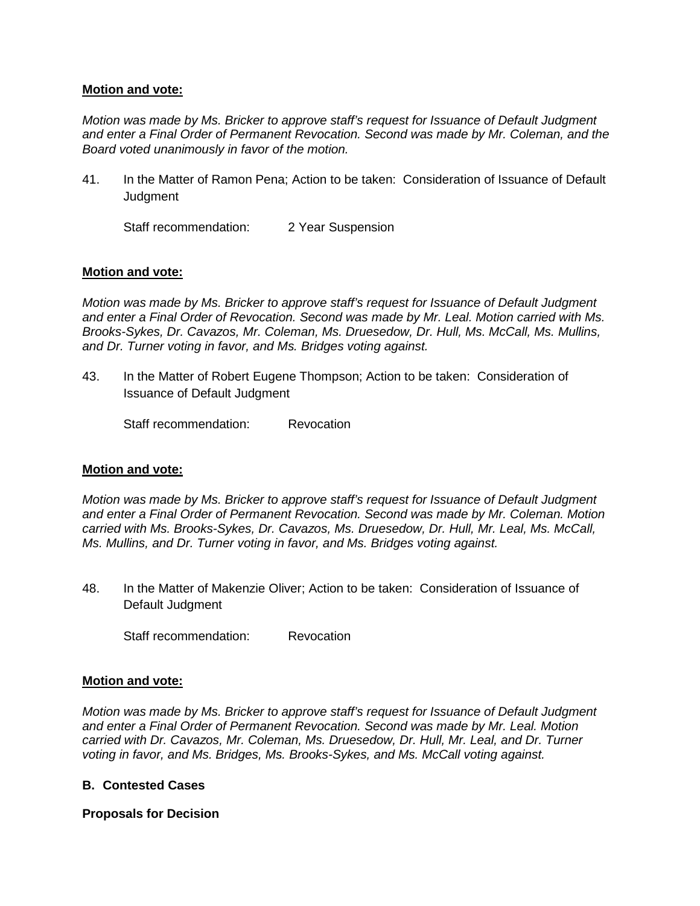**Motion and vote:**

*Motion was made by Ms. Bricker to approve staff's request for Issuance of Default Judgment and enter a Final Order of Permanent Revocation. Second was made by Mr. Coleman, and the Board voted unanimously in favor of the motion.*

41. In the Matter of Ramon Pena; Action to be taken: Consideration of Issuance of Default Judgment

    Staff recommendation: 2 Year Suspension

**Motion and vote:**

*Motion was made by Ms. Bricker to approve staff's request for Issuance of Default Judgment and enter a Final Order of Revocation. Second was made by Mr. Leal. Motion carried with Ms. Brooks-Sykes, Dr. Cavazos, Mr. Coleman, Ms. Druesedow, Dr. Hull, Ms. McCall, Ms. Mullins, and Dr. Turner voting in favor, and Ms. Bridges voting against.*

43. In the Matter of Robert Eugene Thompson; Action to be taken: Consideration of Issuance of Default Judgment

    Staff recommendation: Revocation

**Motion and vote:**

*Motion was made by Ms. Bricker to approve staff's request for Issuance of Default Judgment and enter a Final Order of Permanent Revocation. Second was made by Mr. Coleman. Motion carried with Ms. Brooks-Sykes, Dr. Cavazos, Ms. Druesedow, Dr. Hull, Mr. Leal, Ms. McCall, Ms. Mullins, and Dr. Turner voting in favor, and Ms. Bridges voting against.*

48. In the Matter of Makenzie Oliver; Action to be taken: Consideration of Issuance of Default Judgment

    Staff recommendation: Revocation

**Motion and vote:**

*Motion was made by Ms. Bricker to approve staff's request for Issuance of Default Judgment and enter a Final Order of Permanent Revocation. Second was made by Mr. Leal. Motion carried with Dr. Cavazos, Mr. Coleman, Ms. Druesedow, Dr. Hull, Mr. Leal, and Dr. Turner voting in favor, and Ms. Bridges, Ms. Brooks-Sykes, and Ms. McCall voting against.*

**B. Contested Cases**

**Proposals for Decision**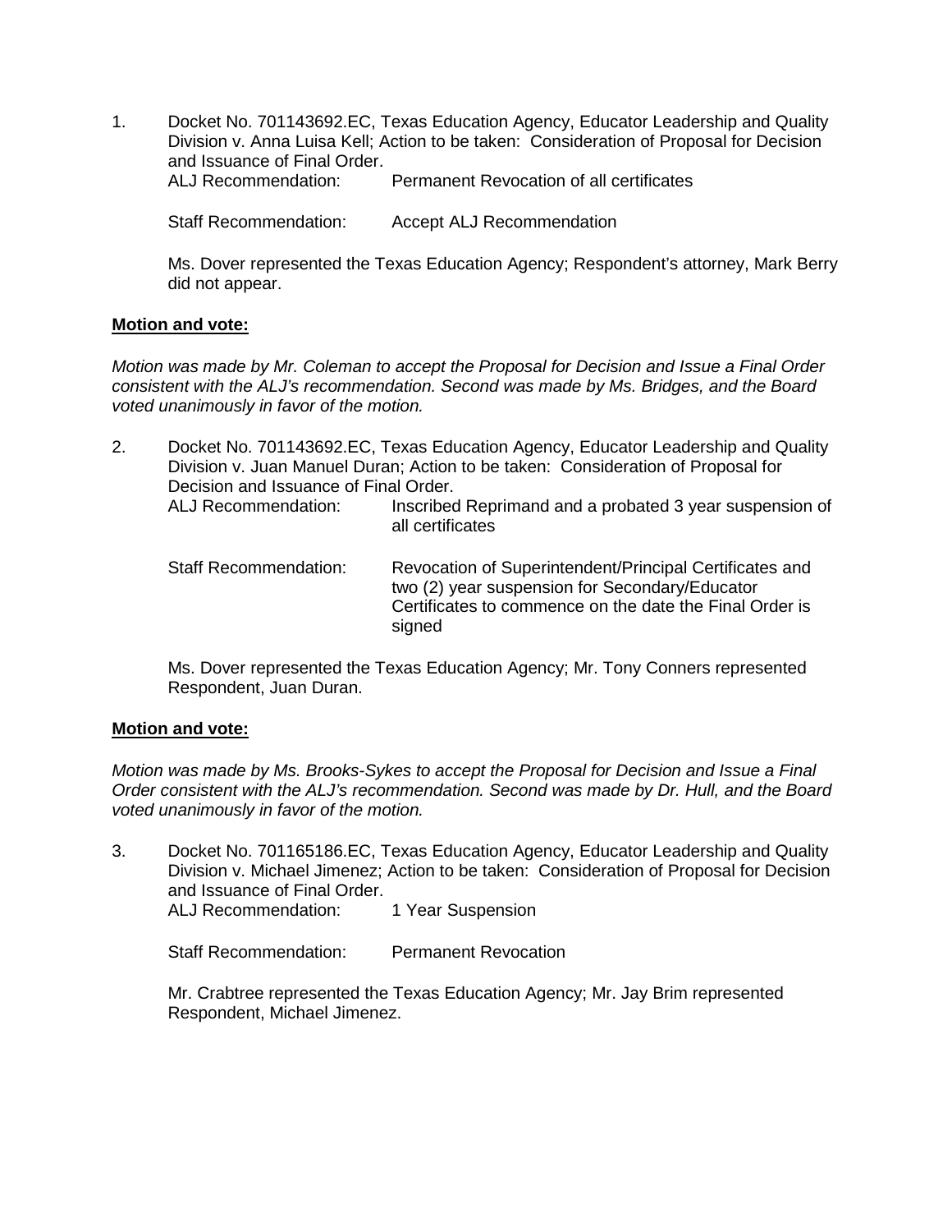1. Docket No. 701143692.EC, Texas Education Agency, Educator Leadership and Quality Division v. Anna Luisa Kell; Action to be taken: Consideration of Proposal for Decision and Issuance of Final Order.

   ALJ Recommendation: Permanent Revocation of all certificates

   Staff Recommendation: Accept ALJ Recommendation

   Ms. Dover represented the Texas Education Agency; Respondent's attorney, Mark Berry did not appear.

**Motion and vote:**

*Motion was made by Mr. Coleman to accept the Proposal for Decision and Issue a Final Order consistent with the ALJ's recommendation. Second was made by Ms. Bridges, and the Board voted unanimously in favor of the motion.*

2. Docket No. 701143692.EC, Texas Education Agency, Educator Leadership and Quality Division v. Juan Manuel Duran; Action to be taken: Consideration of Proposal for Decision and Issuance of Final Order.

   ALJ Recommendation: Inscribed Reprimand and a probated 3 year suspension of all certificates

   Staff Recommendation: Revocation of Superintendent/Principal Certificates and two (2) year suspension for Secondary/Educator Certificates to commence on the date the Final Order is signed

   Ms. Dover represented the Texas Education Agency; Mr. Tony Conners represented Respondent, Juan Duran.

**Motion and vote:**

*Motion was made by Ms. Brooks-Sykes to accept the Proposal for Decision and Issue a Final Order consistent with the ALJ's recommendation. Second was made by Dr. Hull, and the Board voted unanimously in favor of the motion.*

3. Docket No. 701165186.EC, Texas Education Agency, Educator Leadership and Quality Division v. Michael Jimenez; Action to be taken: Consideration of Proposal for Decision and Issuance of Final Order.

   ALJ Recommendation: 1 Year Suspension

   Staff Recommendation: Permanent Revocation

   Mr. Crabtree represented the Texas Education Agency; Mr. Jay Brim represented Respondent, Michael Jimenez.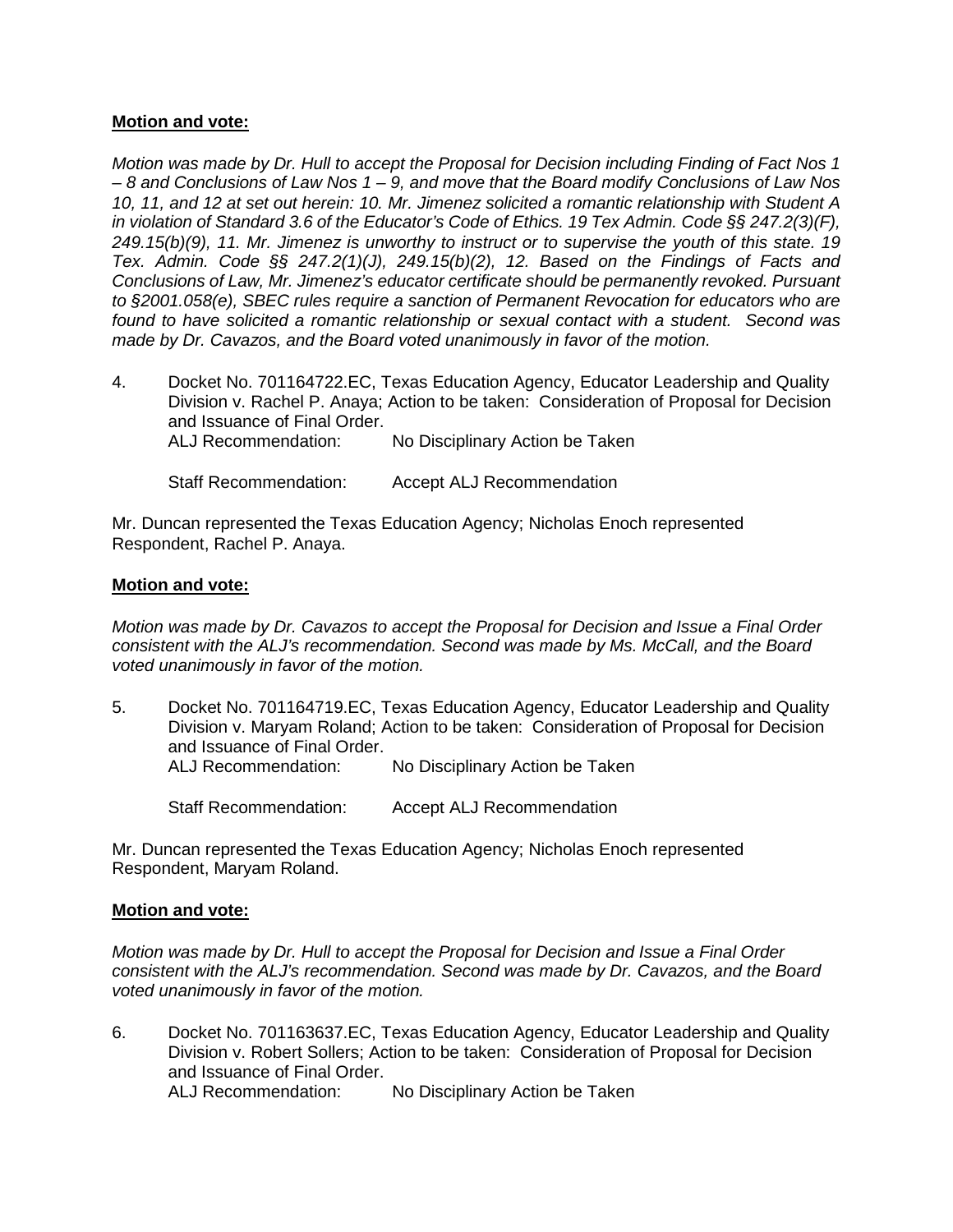**Motion and vote:**

*Motion was made by Dr. Hull to accept the Proposal for Decision including Finding of Fact Nos 1 – 8 and Conclusions of Law Nos 1 – 9, and move that the Board modify Conclusions of Law Nos 10, 11, and 12 at set out herein: 10. Mr. Jimenez solicited a romantic relationship with Student A in violation of Standard 3.6 of the Educator's Code of Ethics. 19 Tex Admin. Code §§ 247.2(3)(F), 249.15(b)(9), 11. Mr. Jimenez is unworthy to instruct or to supervise the youth of this state. 19 Tex. Admin. Code §§ 247.2(1)(J), 249.15(b)(2), 12. Based on the Findings of Facts and Conclusions of Law, Mr. Jimenez's educator certificate should be permanently revoked. Pursuant to §2001.058(e), SBEC rules require a sanction of Permanent Revocation for educators who are found to have solicited a romantic relationship or sexual contact with a student. Second was made by Dr. Cavazos, and the Board voted unanimously in favor of the motion.*

4. Docket No. 701164722.EC, Texas Education Agency, Educator Leadership and Quality Division v. Rachel P. Anaya; Action to be taken: Consideration of Proposal for Decision and Issuance of Final Order.
   ALJ Recommendation: No Disciplinary Action be Taken

   Staff Recommendation: Accept ALJ Recommendation

Mr. Duncan represented the Texas Education Agency; Nicholas Enoch represented Respondent, Rachel P. Anaya.

**Motion and vote:**

*Motion was made by Dr. Cavazos to accept the Proposal for Decision and Issue a Final Order consistent with the ALJ's recommendation. Second was made by Ms. McCall, and the Board voted unanimously in favor of the motion.*

5. Docket No. 701164719.EC, Texas Education Agency, Educator Leadership and Quality Division v. Maryam Roland; Action to be taken: Consideration of Proposal for Decision and Issuance of Final Order.
   ALJ Recommendation: No Disciplinary Action be Taken

   Staff Recommendation: Accept ALJ Recommendation

Mr. Duncan represented the Texas Education Agency; Nicholas Enoch represented Respondent, Maryam Roland.

**Motion and vote:**

*Motion was made by Dr. Hull to accept the Proposal for Decision and Issue a Final Order consistent with the ALJ's recommendation. Second was made by Dr. Cavazos, and the Board voted unanimously in favor of the motion.*

6. Docket No. 701163637.EC, Texas Education Agency, Educator Leadership and Quality Division v. Robert Sollers; Action to be taken: Consideration of Proposal for Decision and Issuance of Final Order.
   ALJ Recommendation: No Disciplinary Action be Taken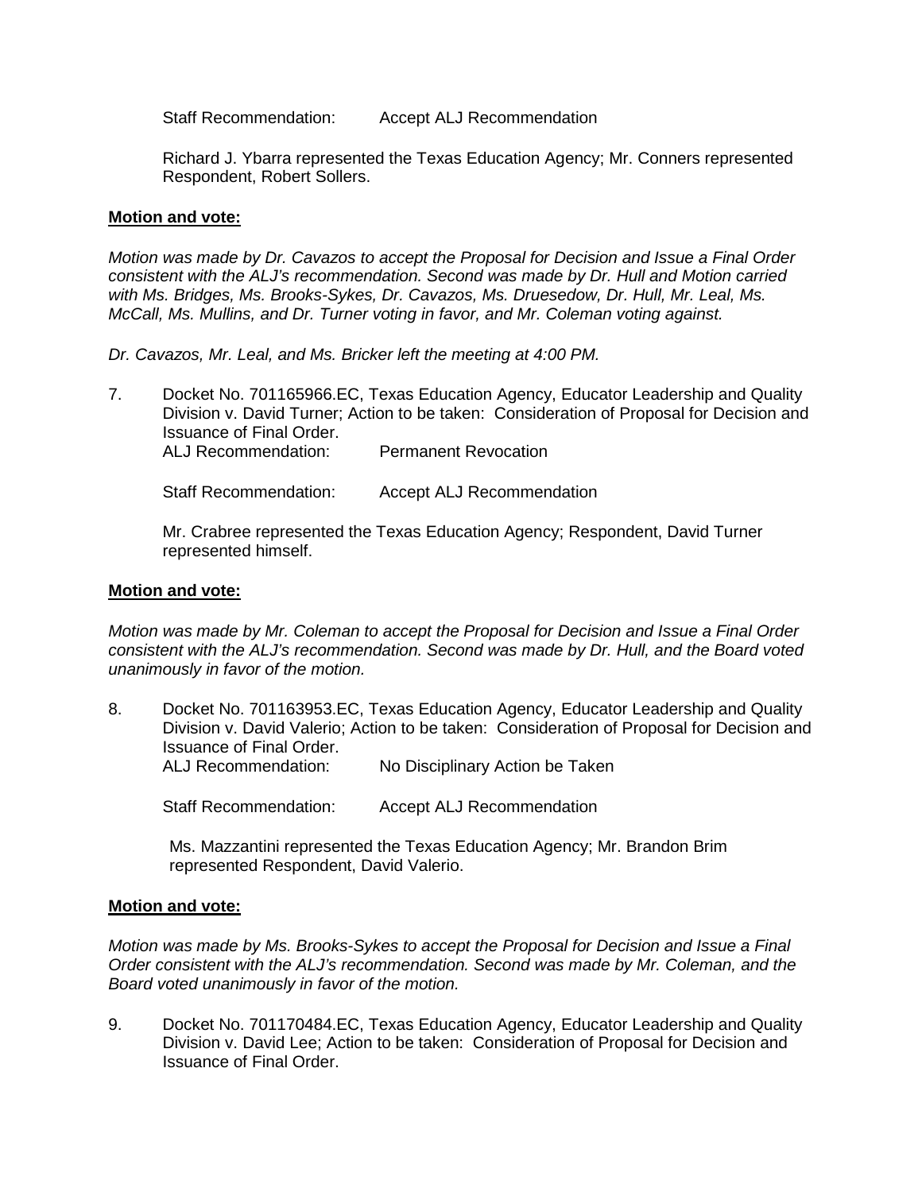Staff Recommendation: Accept ALJ Recommendation

Richard J. Ybarra represented the Texas Education Agency; Mr. Conners represented Respondent, Robert Sollers.

**Motion and vote:**

*Motion was made by Dr. Cavazos to accept the Proposal for Decision and Issue a Final Order consistent with the ALJ's recommendation. Second was made by Dr. Hull and Motion carried with Ms. Bridges, Ms. Brooks-Sykes, Dr. Cavazos, Ms. Druesedow, Dr. Hull, Mr. Leal, Ms. McCall, Ms. Mullins, and Dr. Turner voting in favor, and Mr. Coleman voting against.*

*Dr. Cavazos, Mr. Leal, and Ms. Bricker left the meeting at 4:00 PM.*

7. Docket No. 701165966.EC, Texas Education Agency, Educator Leadership and Quality Division v. David Turner; Action to be taken: Consideration of Proposal for Decision and Issuance of Final Order.
   ALJ Recommendation: Permanent Revocation

   Staff Recommendation: Accept ALJ Recommendation

   Mr. Crabree represented the Texas Education Agency; Respondent, David Turner represented himself.

**Motion and vote:**

*Motion was made by Mr. Coleman to accept the Proposal for Decision and Issue a Final Order consistent with the ALJ's recommendation. Second was made by Dr. Hull, and the Board voted unanimously in favor of the motion.*

8. Docket No. 701163953.EC, Texas Education Agency, Educator Leadership and Quality Division v. David Valerio; Action to be taken: Consideration of Proposal for Decision and Issuance of Final Order.
   ALJ Recommendation: No Disciplinary Action be Taken

   Staff Recommendation: Accept ALJ Recommendation

   Ms. Mazzantini represented the Texas Education Agency; Mr. Brandon Brim represented Respondent, David Valerio.

**Motion and vote:**

*Motion was made by Ms. Brooks-Sykes to accept the Proposal for Decision and Issue a Final Order consistent with the ALJ's recommendation. Second was made by Mr. Coleman, and the Board voted unanimously in favor of the motion.*

9. Docket No. 701170484.EC, Texas Education Agency, Educator Leadership and Quality Division v. David Lee; Action to be taken: Consideration of Proposal for Decision and Issuance of Final Order.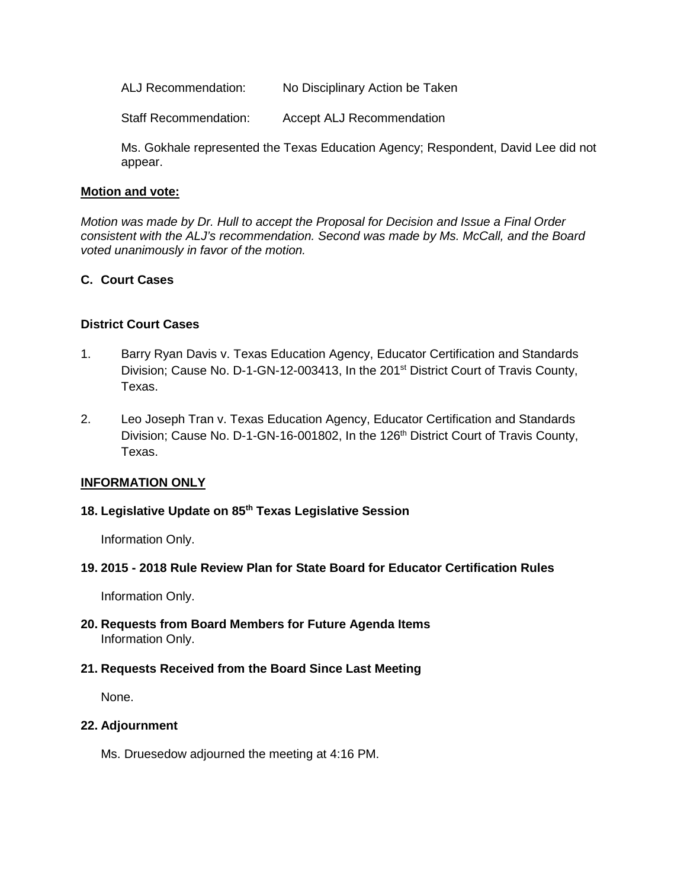ALJ Recommendation: No Disciplinary Action be Taken

Staff Recommendation: Accept ALJ Recommendation

Ms. Gokhale represented the Texas Education Agency; Respondent, David Lee did not appear.

**Motion and vote:**

*Motion was made by Dr. Hull to accept the Proposal for Decision and Issue a Final Order consistent with the ALJ's recommendation. Second was made by Ms. McCall, and the Board voted unanimously in favor of the motion.*

**C. Court Cases**

**District Court Cases**

1. Barry Ryan Davis v. Texas Education Agency, Educator Certification and Standards Division; Cause No. D-1-GN-12-003413, In the 201st District Court of Travis County, Texas.

2. Leo Joseph Tran v. Texas Education Agency, Educator Certification and Standards Division; Cause No. D-1-GN-16-001802, In the 126th District Court of Travis County, Texas.

**INFORMATION ONLY**

**18. Legislative Update on 85th Texas Legislative Session**

Information Only.

**19. 2015 - 2018 Rule Review Plan for State Board for Educator Certification Rules**

Information Only.

**20. Requests from Board Members for Future Agenda Items**
Information Only.

**21. Requests Received from the Board Since Last Meeting**

None.

**22. Adjournment**

Ms. Druesedow adjourned the meeting at 4:16 PM.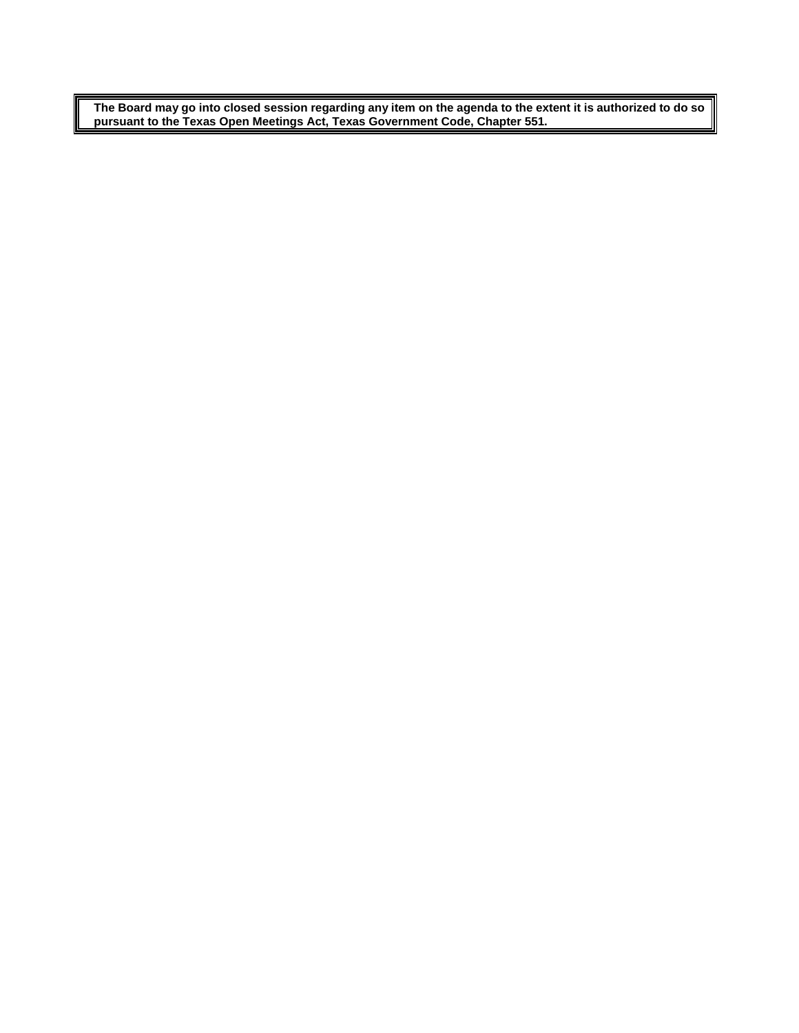**The Board may go into closed session regarding any item on the agenda to the extent it is authorized to do so pursuant to the Texas Open Meetings Act, Texas Government Code, Chapter 551.**